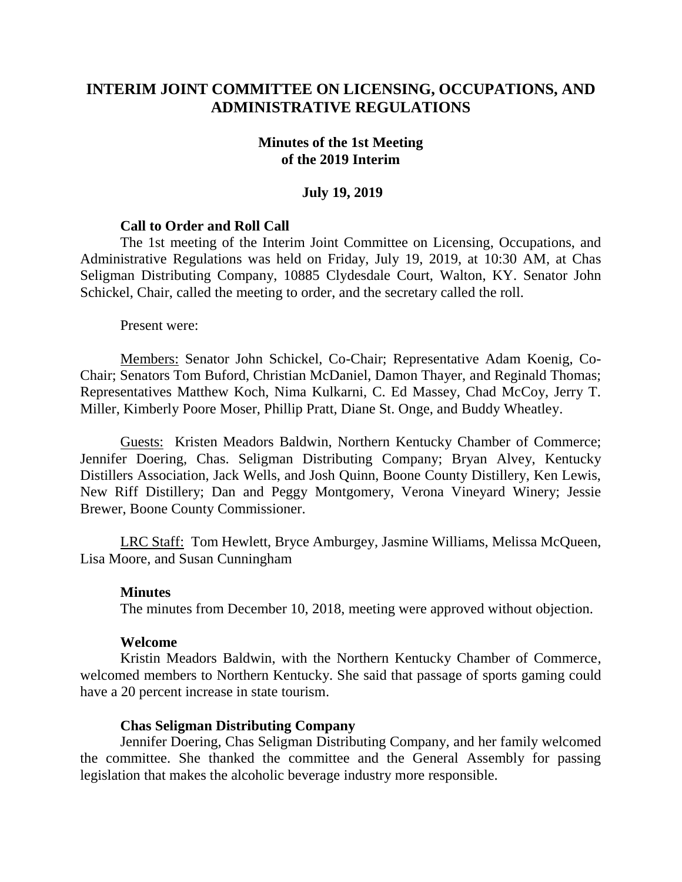# INTERIM JOINT COMMITTEE ON LICENSING, OCCUPATIONS, AND ADMINISTRATIVE REGULATIONS

## Minutes of the 1st Meeting of the 2019 Interim

**July 19, 2019**

### Call to Order and Roll Call

The 1st meeting of the Interim Joint Committee on Licensing, Occupations, and Administrative Regulations was held on Friday, July 19, 2019, at 10:30 AM, at Chas Seligman Distributing Company, 10885 Clydesdale Court, Walton, KY. Senator John Schickel, Chair, called the meeting to order, and the secretary called the roll.

Present were:

Members: Senator John Schickel, Co-Chair; Representative Adam Koenig, Co-Chair; Senators Tom Buford, Christian McDaniel, Damon Thayer, and Reginald Thomas; Representatives Matthew Koch, Nima Kulkarni, C. Ed Massey, Chad McCoy, Jerry T. Miller, Kimberly Poore Moser, Phillip Pratt, Diane St. Onge, and Buddy Wheatley.

Guests: Kristen Meadors Baldwin, Northern Kentucky Chamber of Commerce; Jennifer Doering, Chas. Seligman Distributing Company; Bryan Alvey, Kentucky Distillers Association, Jack Wells, and Josh Quinn, Boone County Distillery, Ken Lewis, New Riff Distillery; Dan and Peggy Montgomery, Verona Vineyard Winery; Jessie Brewer, Boone County Commissioner.

LRC Staff: Tom Hewlett, Bryce Amburgey, Jasmine Williams, Melissa McQueen, Lisa Moore, and Susan Cunningham

### Minutes

The minutes from December 10, 2018, meeting were approved without objection.

### Welcome

Kristin Meadors Baldwin, with the Northern Kentucky Chamber of Commerce, welcomed members to Northern Kentucky. She said that passage of sports gaming could have a 20 percent increase in state tourism.

### Chas Seligman Distributing Company

Jennifer Doering, Chas Seligman Distributing Company, and her family welcomed the committee. She thanked the committee and the General Assembly for passing legislation that makes the alcoholic beverage industry more responsible.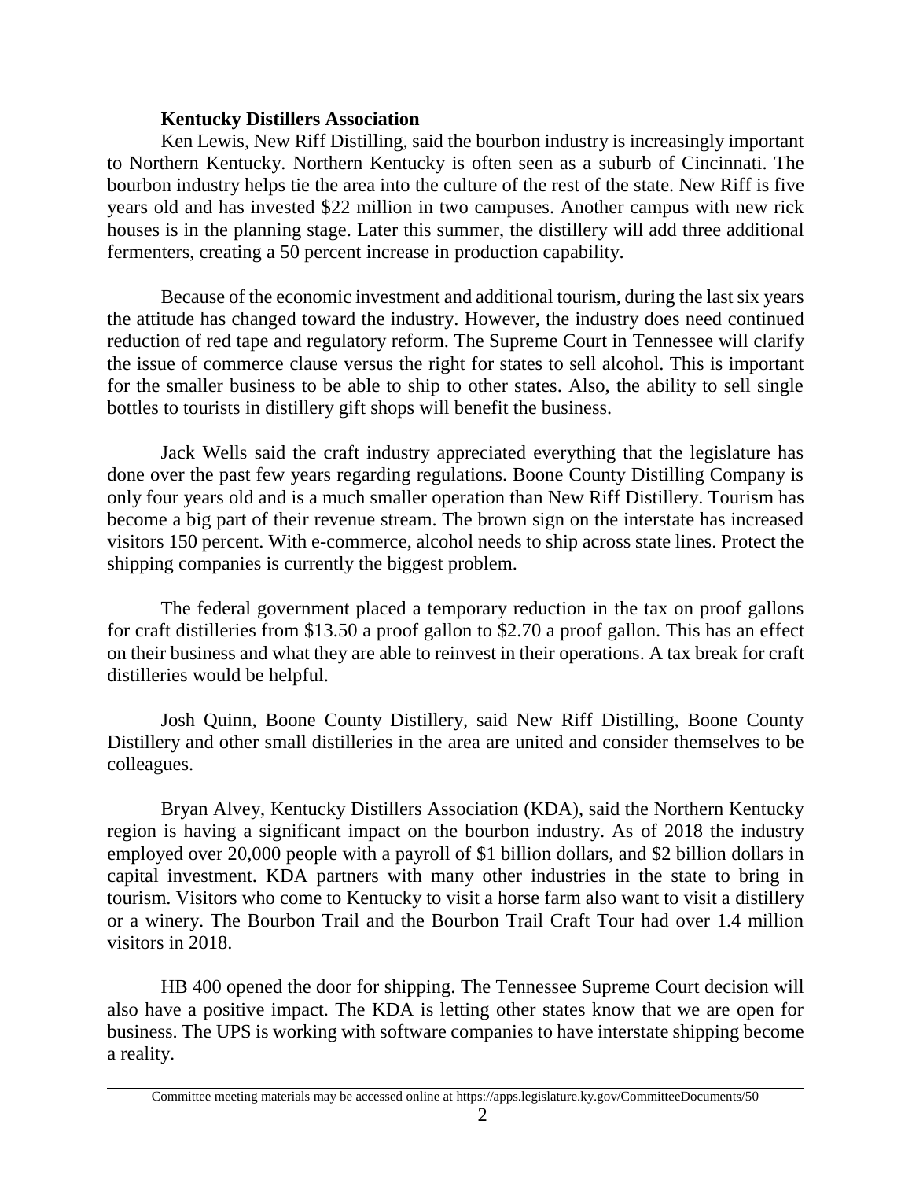**Kentucky Distillers Association**

Ken Lewis, New Riff Distilling, said the bourbon industry is increasingly important to Northern Kentucky. Northern Kentucky is often seen as a suburb of Cincinnati. The bourbon industry helps tie the area into the culture of the rest of the state. New Riff is five years old and has invested $22 million in two campuses. Another campus with new rick houses is in the planning stage. Later this summer, the distillery will add three additional fermenters, creating a 50 percent increase in production capability.

Because of the economic investment and additional tourism, during the last six years the attitude has changed toward the industry. However, the industry does need continued reduction of red tape and regulatory reform. The Supreme Court in Tennessee will clarify the issue of commerce clause versus the right for states to sell alcohol. This is important for the smaller business to be able to ship to other states. Also, the ability to sell single bottles to tourists in distillery gift shops will benefit the business.

Jack Wells said the craft industry appreciated everything that the legislature has done over the past few years regarding regulations. Boone County Distilling Company is only four years old and is a much smaller operation than New Riff Distillery. Tourism has become a big part of their revenue stream. The brown sign on the interstate has increased visitors 150 percent. With e-commerce, alcohol needs to ship across state lines. Protect the shipping companies is currently the biggest problem.

The federal government placed a temporary reduction in the tax on proof gallons for craft distilleries from $13.50 a proof gallon to $2.70 a proof gallon. This has an effect on their business and what they are able to reinvest in their operations. A tax break for craft distilleries would be helpful.

Josh Quinn, Boone County Distillery, said New Riff Distilling, Boone County Distillery and other small distilleries in the area are united and consider themselves to be colleagues.

Bryan Alvey, Kentucky Distillers Association (KDA), said the Northern Kentucky region is having a significant impact on the bourbon industry. As of 2018 the industry employed over 20,000 people with a payroll of $1 billion dollars, and $2 billion dollars in capital investment. KDA partners with many other industries in the state to bring in tourism. Visitors who come to Kentucky to visit a horse farm also want to visit a distillery or a winery. The Bourbon Trail and the Bourbon Trail Craft Tour had over 1.4 million visitors in 2018.

HB 400 opened the door for shipping. The Tennessee Supreme Court decision will also have a positive impact. The KDA is letting other states know that we are open for business. The UPS is working with software companies to have interstate shipping become a reality.

Committee meeting materials may be accessed online at https://apps.legislature.ky.gov/CommitteeDocuments/50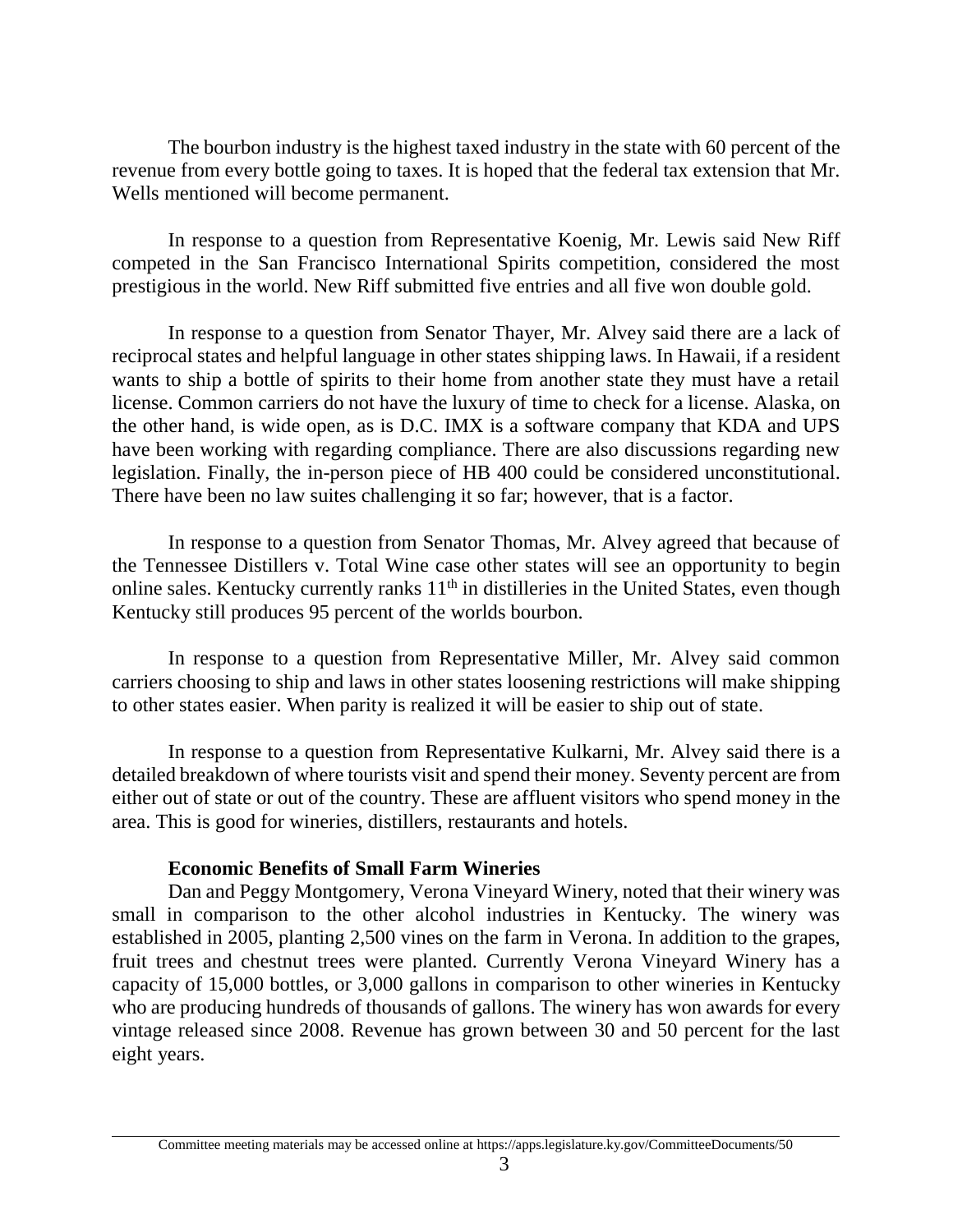The bourbon industry is the highest taxed industry in the state with 60 percent of the revenue from every bottle going to taxes. It is hoped that the federal tax extension that Mr. Wells mentioned will become permanent.

In response to a question from Representative Koenig, Mr. Lewis said New Riff competed in the San Francisco International Spirits competition, considered the most prestigious in the world. New Riff submitted five entries and all five won double gold.

In response to a question from Senator Thayer, Mr. Alvey said there are a lack of reciprocal states and helpful language in other states shipping laws. In Hawaii, if a resident wants to ship a bottle of spirits to their home from another state they must have a retail license. Common carriers do not have the luxury of time to check for a license. Alaska, on the other hand, is wide open, as is D.C. IMX is a software company that KDA and UPS have been working with regarding compliance. There are also discussions regarding new legislation. Finally, the in-person piece of HB 400 could be considered unconstitutional. There have been no law suites challenging it so far; however, that is a factor.

In response to a question from Senator Thomas, Mr. Alvey agreed that because of the Tennessee Distillers v. Total Wine case other states will see an opportunity to begin online sales. Kentucky currently ranks 11th in distilleries in the United States, even though Kentucky still produces 95 percent of the worlds bourbon.

In response to a question from Representative Miller, Mr. Alvey said common carriers choosing to ship and laws in other states loosening restrictions will make shipping to other states easier. When parity is realized it will be easier to ship out of state.

In response to a question from Representative Kulkarni, Mr. Alvey said there is a detailed breakdown of where tourists visit and spend their money. Seventy percent are from either out of state or out of the country. These are affluent visitors who spend money in the area. This is good for wineries, distillers, restaurants and hotels.

**Economic Benefits of Small Farm Wineries**

Dan and Peggy Montgomery, Verona Vineyard Winery, noted that their winery was small in comparison to the other alcohol industries in Kentucky. The winery was established in 2005, planting 2,500 vines on the farm in Verona. In addition to the grapes, fruit trees and chestnut trees were planted. Currently Verona Vineyard Winery has a capacity of 15,000 bottles, or 3,000 gallons in comparison to other wineries in Kentucky who are producing hundreds of thousands of gallons. The winery has won awards for every vintage released since 2008. Revenue has grown between 30 and 50 percent for the last eight years.

Committee meeting materials may be accessed online at https://apps.legislature.ky.gov/CommitteeDocuments/50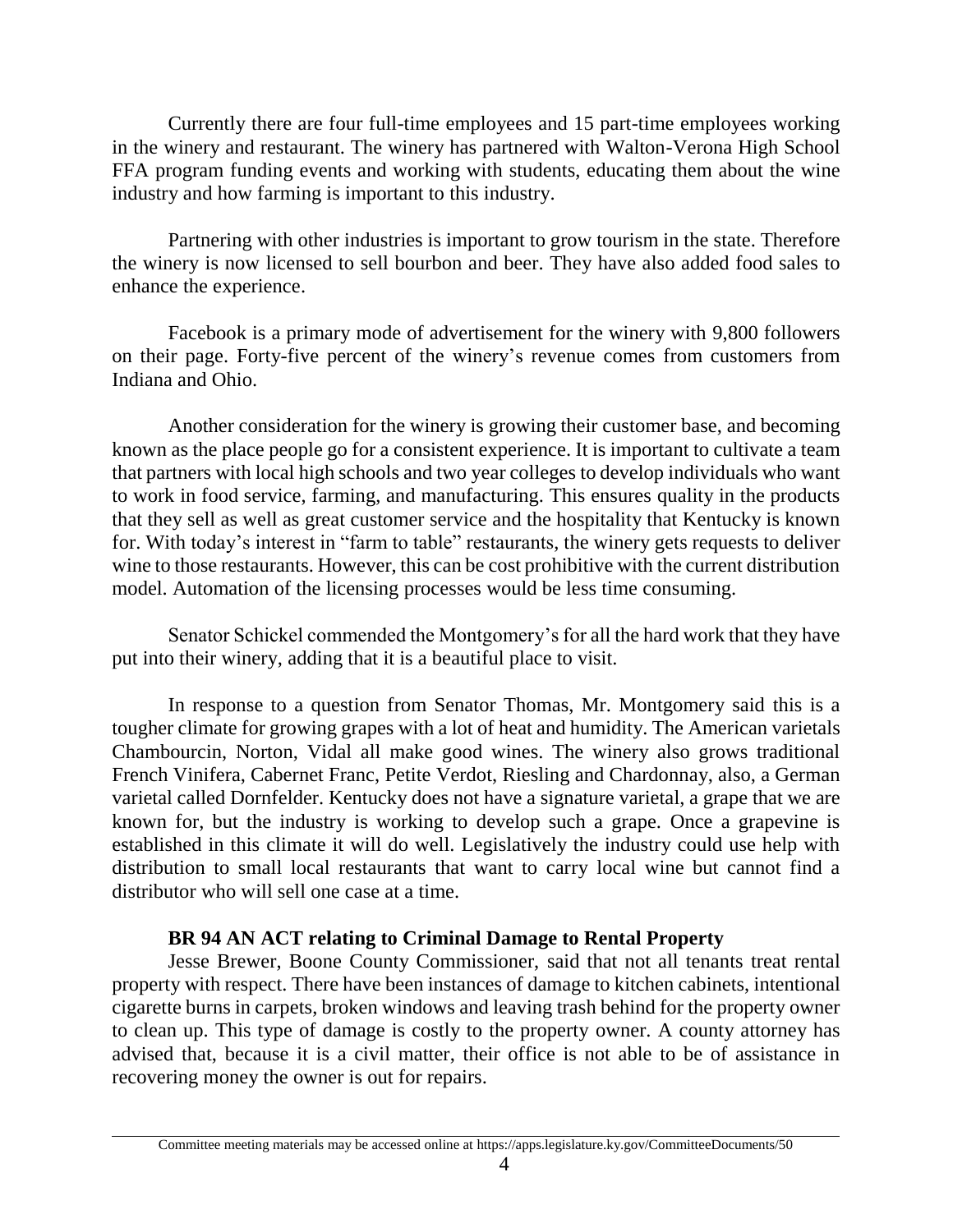Currently there are four full-time employees and 15 part-time employees working in the winery and restaurant. The winery has partnered with Walton-Verona High School FFA program funding events and working with students, educating them about the wine industry and how farming is important to this industry.

Partnering with other industries is important to grow tourism in the state. Therefore the winery is now licensed to sell bourbon and beer. They have also added food sales to enhance the experience.

Facebook is a primary mode of advertisement for the winery with 9,800 followers on their page. Forty-five percent of the winery's revenue comes from customers from Indiana and Ohio.

Another consideration for the winery is growing their customer base, and becoming known as the place people go for a consistent experience. It is important to cultivate a team that partners with local high schools and two year colleges to develop individuals who want to work in food service, farming, and manufacturing. This ensures quality in the products that they sell as well as great customer service and the hospitality that Kentucky is known for. With today's interest in "farm to table" restaurants, the winery gets requests to deliver wine to those restaurants. However, this can be cost prohibitive with the current distribution model. Automation of the licensing processes would be less time consuming.

Senator Schickel commended the Montgomery's for all the hard work that they have put into their winery, adding that it is a beautiful place to visit.

In response to a question from Senator Thomas, Mr. Montgomery said this is a tougher climate for growing grapes with a lot of heat and humidity. The American varietals Chambourcin, Norton, Vidal all make good wines. The winery also grows traditional French Vinifera, Cabernet Franc, Petite Verdot, Riesling and Chardonnay, also, a German varietal called Dornfelder. Kentucky does not have a signature varietal, a grape that we are known for, but the industry is working to develop such a grape. Once a grapevine is established in this climate it will do well. Legislatively the industry could use help with distribution to small local restaurants that want to carry local wine but cannot find a distributor who will sell one case at a time.

### BR 94 AN ACT relating to Criminal Damage to Rental Property

Jesse Brewer, Boone County Commissioner, said that not all tenants treat rental property with respect. There have been instances of damage to kitchen cabinets, intentional cigarette burns in carpets, broken windows and leaving trash behind for the property owner to clean up. This type of damage is costly to the property owner. A county attorney has advised that, because it is a civil matter, their office is not able to be of assistance in recovering money the owner is out for repairs.

Committee meeting materials may be accessed online at https://apps.legislature.ky.gov/CommitteeDocuments/50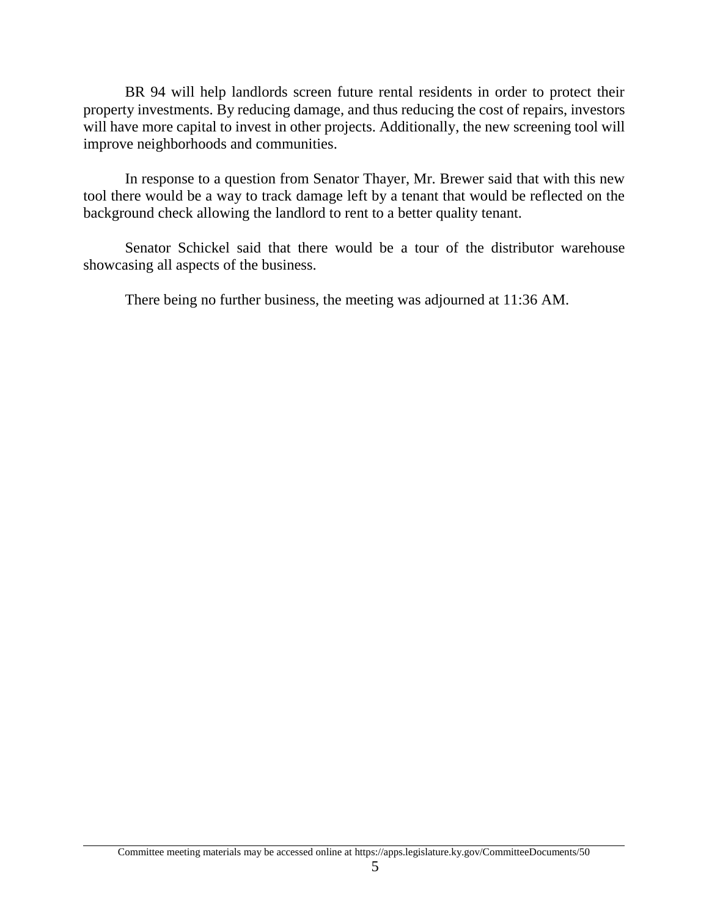BR 94 will help landlords screen future rental residents in order to protect their property investments. By reducing damage, and thus reducing the cost of repairs, investors will have more capital to invest in other projects. Additionally, the new screening tool will improve neighborhoods and communities.

In response to a question from Senator Thayer, Mr. Brewer said that with this new tool there would be a way to track damage left by a tenant that would be reflected on the background check allowing the landlord to rent to a better quality tenant.

Senator Schickel said that there would be a tour of the distributor warehouse showcasing all aspects of the business.

There being no further business, the meeting was adjourned at 11:36 AM.

Committee meeting materials may be accessed online at https://apps.legislature.ky.gov/CommitteeDocuments/50